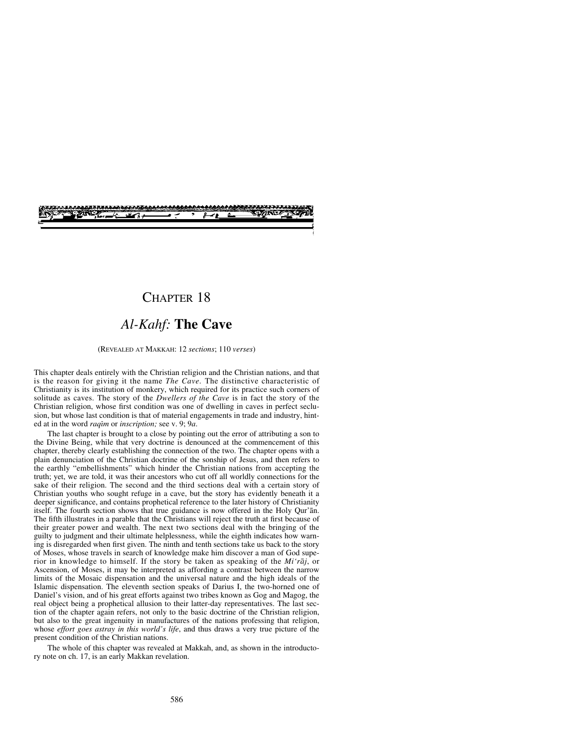# CHAPTER 18

## *Al-Kahf:* **The Cave**

(REVEALED AT MAKKAH: 12 *sections*; 110 *verses*)

This chapter deals entirely with the Christian religion and the Christian nations, and that is the reason for giving it the name *The Cave*. The distinctive characteristic of Christianity is its institution of monkery, which required for its practice such corners of solitude as caves. The story of the *Dwellers of the Cave* is in fact the story of the Christian religion, whose first condition was one of dwelling in caves in perfect seclusion, but whose last condition is that of material engagements in trade and industry, hinted at in the word *raqīm* or *inscription;* see v. 9; 9*a*.

The last chapter is brought to a close by pointing out the error of attributing a son to the Divine Being, while that very doctrine is denounced at the commencement of this chapter, thereby clearly establishing the connection of the two. The chapter opens with a plain denunciation of the Christian doctrine of the sonship of Jesus, and then refers to the earthly "embellishments" which hinder the Christian nations from accepting the truth; yet, we are told, it was their ancestors who cut off all worldly connections for the sake of their religion. The second and the third sections deal with a certain story of Christian youths who sought refuge in a cave, but the story has evidently beneath it a deeper significance, and contains prophetical reference to the later history of Christianity itself. The fourth section shows that true guidance is now offered in the Holy Qur'ān. The fifth illustrates in a parable that the Christians will reject the truth at first because of their greater power and wealth. The next two sections deal with the bringing of the guilty to judgment and their ultimate helplessness, while the eighth indicates how warning is disregarded when first given. The ninth and tenth sections take us back to the story of Moses, whose travels in search of knowledge make him discover a man of God superior in knowledge to himself. If the story be taken as speaking of the *Mi'rāj*, or Ascension, of Moses, it may be interpreted as affording a contrast between the narrow limits of the Mosaic dispensation and the universal nature and the high ideals of the Islamic dispensation. The eleventh section speaks of Darius I, the two-horned one of Daniel's vision, and of his great efforts against two tribes known as Gog and Magog, the real object being a prophetical allusion to their latter-day representatives. The last section of the chapter again refers, not only to the basic doctrine of the Christian religion, but also to the great ingenuity in manufactures of the nations professing that religion, whose *effort goes astray in this world's life*, and thus draws a very true picture of the present condition of the Christian nations.

The whole of this chapter was revealed at Makkah, and, as shown in the introductory note on ch. 17, is an early Makkan revelation.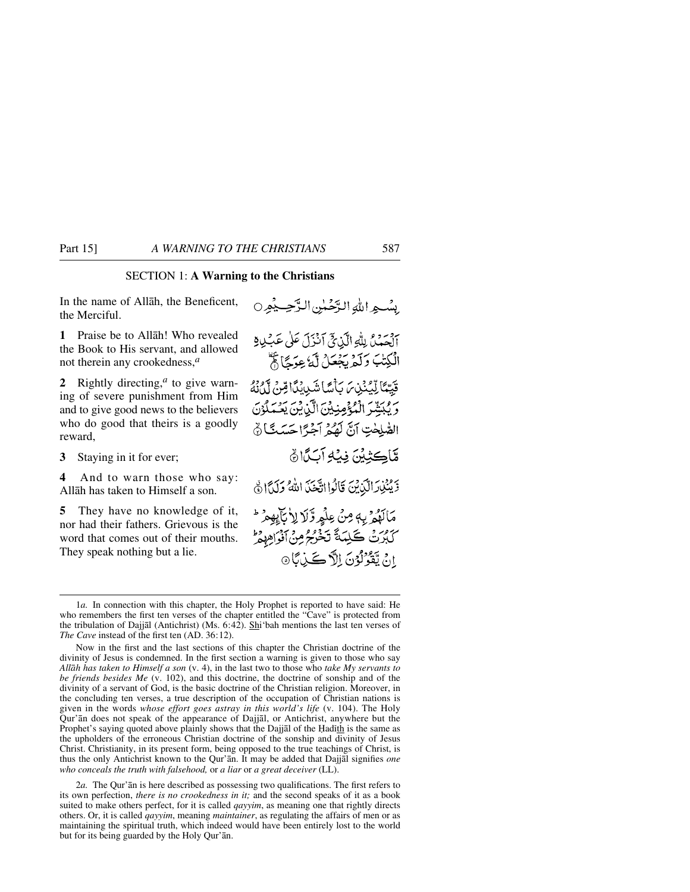## SECTION 1: **A Warning to the Christians**

In the name of Allāh, the Beneficent, the Merciful.

بِسۡمِ اللّٰہِ الرَّحۡمٰنِ الرَّحِیۡمِ ○

**1** Praise be to Allāh! Who revealed the Book to His servant, and allowed not therein any crookedness,[a]

اَلۡحَمۡدُ لِلّٰہِ الَّذِیۡۤ اَنۡزَلَ عَلٰی عَبۡدِہِ الۡکِتٰبَ وَ لَمۡ یَجۡعَلۡ لَّہٗ عِوَجًا ؕ﴿ۜ۱﴾

**2** Rightly directing,[a] to give warning of severe punishment from Him and to give good news to the believers who do good that theirs is a goodly reward,

قَیِّمًا لِّیُنۡذِرَ بَاۡسًا شَدِیۡدًا مِّنۡ لَّدُنۡہُ وَ یُبَشِّرَ الۡمُؤۡمِنِیۡنَ الَّذِیۡنَ یَعۡمَلُوۡنَ الصّٰلِحٰتِ اَنَّ لَہُمۡ اَجۡرًا حَسَنًا ۙ﴿۲﴾

**3** Staying in it for ever;

مَّاکِثِیۡنَ فِیۡہِ اَبَدًا ۙ﴿۳﴾

**4** And to warn those who say: Allāh has taken to Himself a son.

وَّ یُنۡذِرَ الَّذِیۡنَ قَالُوا اتَّخَذَ اللّٰہُ وَلَدًا ٭﴿۴﴾

**5** They have no knowledge of it, nor had their fathers. Grievous is the word that comes out of their mouths. They speak nothing but a lie.

مَا لَہُمۡ بِہٖ مِنۡ عِلۡمٍ وَّ لَا لِاٰبَآئِہِمۡ ؕ کَبُرَتۡ کَلِمَۃً تَخۡرُجُ مِنۡ اَفۡوَاہِہِمۡ ؕ اِنۡ یَّقُوۡلُوۡنَ اِلَّا کَذِبًا ﴿۵﴾

---

1*a.* In connection with this chapter, the Holy Prophet is reported to have said: He who remembers the first ten verses of the chapter entitled the "Cave" is protected from the tribulation of Dajjāl (Antichrist) (Ms. 6:42). Shi'bah mentions the last ten verses of *The Cave* instead of the first ten (AD. 36:12).

Now in the first and the last sections of this chapter the Christian doctrine of the divinity of Jesus is condemned. In the first section a warning is given to those who say *Allāh has taken to Himself a son* (v. 4), in the last two to those who *take My servants to be friends besides Me* (v. 102), and this doctrine, the doctrine of sonship and of the divinity of a servant of God, is the basic doctrine of the Christian religion. Moreover, in the concluding ten verses, a true description of the occupation of Christian nations is given in the words *whose effort goes astray in this world's life* (v. 104). The Holy Qur'ān does not speak of the appearance of Dajjāl, or Antichrist, anywhere but the Prophet's saying quoted above plainly shows that the Dajjāl of the Ḥadīth is the same as the upholders of the erroneous Christian doctrine of the sonship and divinity of Jesus Christ. Christianity, in its present form, being opposed to the true teachings of Christ, is thus the only Antichrist known to the Qur'ān. It may be added that Dajjāl signifies *one who conceals the truth with falsehood,* or *a liar* or *a great deceiver* (LL).

2*a.* The Qur'ān is here described as possessing two qualifications. The first refers to its own perfection, *there is no crookedness in it;* and the second speaks of it as a book suited to make others perfect, for it is called *qayyim*, as meaning one that rightly directs others. Or, it is called *qayyim*, meaning *maintainer*, as regulating the affairs of men or as maintaining the spiritual truth, which indeed would have been entirely lost to the world but for its being guarded by the Holy Qur'ān.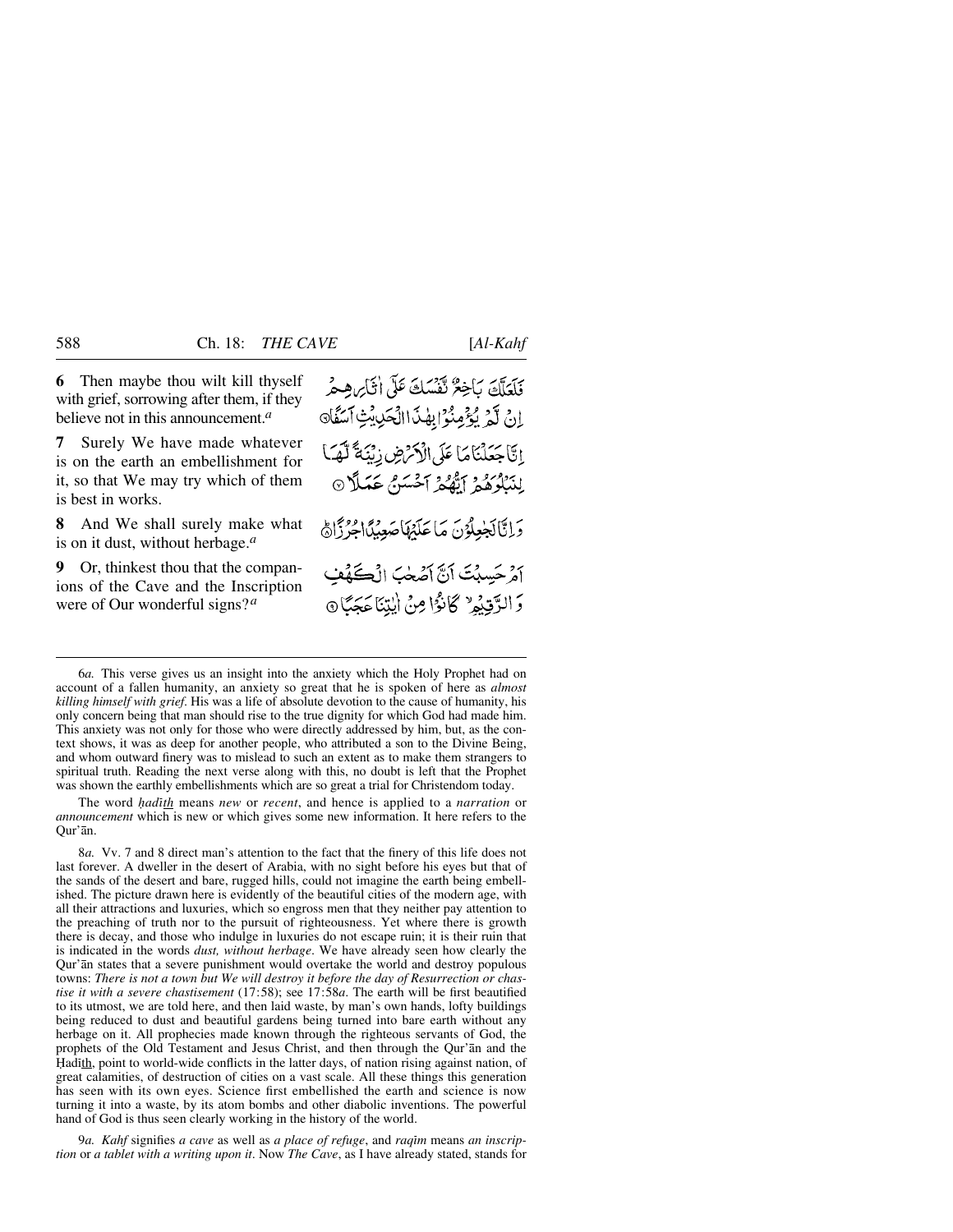**6** Then maybe thou wilt kill thyself with grief, sorrowing after them, if they believe not in this announcement.[a]

فَلَعَلَّكَ بَاخِعٌ نَّفْسَكَ عَلٰٓى اٰثَارِهِمْ اِنْ لَّمْ يُؤْمِنُوْا بِهٰذَا الْحَدِيْثِ اَسَفًا ۝

**7** Surely We have made whatever is on the earth an embellishment for it, so that We may try which of them is best in works.

اِنَّا جَعَلْنَا مَا عَلَى الْاَرْضِ زِيْنَةً لَّهَا لِنَبْلُوَهُمْ اَيُّهُمْ اَحْسَنُ عَمَلًا ۝

**8** And We shall surely make what is on it dust, without herbage.[a]

وَاِنَّا لَجٰعِلُوْنَ مَا عَلَيْهَا صَعِيْدًا جُرُزًا ۝

**9** Or, thinkest thou that the companions of the Cave and the Inscription were of Our wonderful signs?[a]

اَمْ حَسِبْتَ اَنَّ اَصْحٰبَ الْكَهْفِ وَالرَّقِيْمِ كَانُوْا مِنْ اٰيٰتِنَا عَجَبًا ۝

---

6*a.* This verse gives us an insight into the anxiety which the Holy Prophet had on account of a fallen humanity, an anxiety so great that he is spoken of here as *almost killing himself with grief*. His was a life of absolute devotion to the cause of humanity, his only concern being that man should rise to the true dignity for which God had made him. This anxiety was not only for those who were directly addressed by him, but, as the context shows, it was as deep for another people, who attributed a son to the Divine Being, and whom outward finery was to mislead to such an extent as to make them strangers to spiritual truth. Reading the next verse along with this, no doubt is left that the Prophet was shown the earthly embellishments which are so great a trial for Christendom today.

The word *ḥadīth* means *new* or *recent*, and hence is applied to a *narration* or *announcement* which is new or which gives some new information. It here refers to the Qur'ān.

8*a.* Vv. 7 and 8 direct man's attention to the fact that the finery of this life does not last forever. A dweller in the desert of Arabia, with no sight before his eyes but that of the sands of the desert and bare, rugged hills, could not imagine the earth being embellished. The picture drawn here is evidently of the beautiful cities of the modern age, with all their attractions and luxuries, which so engross men that they neither pay attention to the preaching of truth nor to the pursuit of righteousness. Yet where there is growth there is decay, and those who indulge in luxuries do not escape ruin; it is their ruin that is indicated in the words *dust, without herbage*. We have already seen how clearly the Qur'ān states that a severe punishment would overtake the world and destroy populous towns: *There is not a town but We will destroy it before the day of Resurrection or chastise it with a severe chastisement* (17:58); see 17:58*a*. The earth will be first beautified to its utmost, we are told here, and then laid waste, by man's own hands, lofty buildings being reduced to dust and beautiful gardens being turned into bare earth without any herbage on it. All prophecies made known through the righteous servants of God, the prophets of the Old Testament and Jesus Christ, and then through the Qur'ān and the Ḥadīth, point to world-wide conflicts in the latter days, of nation rising against nation, of great calamities, of destruction of cities on a vast scale. All these things this generation has seen with its own eyes. Science first embellished the earth and science is now turning it into a waste, by its atom bombs and other diabolic inventions. The powerful hand of God is thus seen clearly working in the history of the world.

9*a.* *Kahf* signifies *a cave* as well as *a place of refuge*, and *raqīm* means *an inscription* or *a tablet with a writing upon it*. Now *The Cave*, as I have already stated, stands for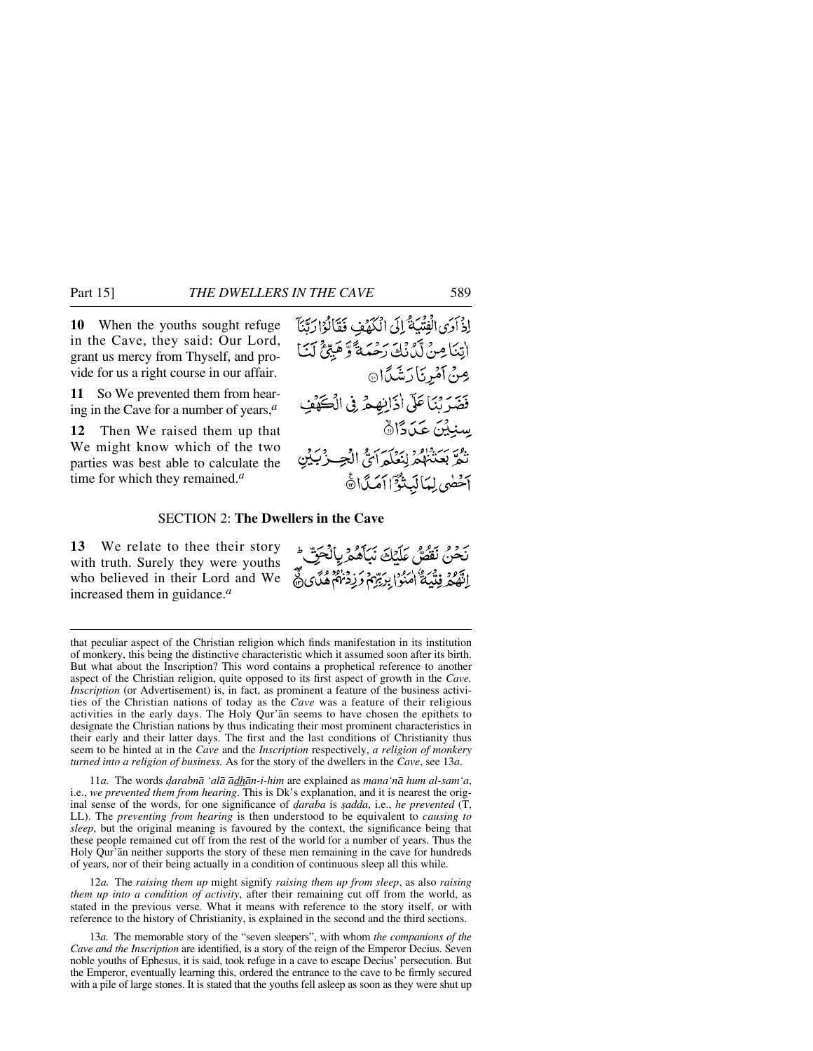**10** When the youths sought refuge in the Cave, they said: Our Lord, grant us mercy from Thyself, and provide for us a right course in our affair.

إِذْ أَوَى الْفِتْيَةُ إِلَى الْكَهْفِ فَقَالُوا رَبَّنَا آتِنَا مِن لَّدُنكَ رَحْمَةً وَهَيِّئْ لَنَا مِنْ أَمْرِنَا رَشَدًا ⑩

**11** So We prevented them from hearing in the Cave for a number of years,[a]

فَضَرَبْنَا عَلَىٰ آذَانِهِمْ فِي الْكَهْفِ سِنِينَ عَدَدًا ⑪

**12** Then We raised them up that We might know which of the two parties was best able to calculate the time for which they remained.[a]

ثُمَّ بَعَثْنَاهُمْ لِنَعْلَمَ أَيُّ الْحِزْبَيْنِ أَحْصَىٰ لِمَا لَبِثُوا أَمَدًا ⑫

## SECTION 2: **The Dwellers in the Cave**

**13** We relate to thee their story with truth. Surely they were youths who believed in their Lord and We increased them in guidance.[a]

نَّحْنُ نَقُصُّ عَلَيْكَ نَبَأَهُم بِالْحَقِّ ۚ إِنَّهُمْ فِتْيَةٌ آمَنُوا بِرَبِّهِمْ وَزِدْنَاهُمْ هُدًى ⑬

---

that peculiar aspect of the Christian religion which finds manifestation in its institution of monkery, this being the distinctive characteristic which it assumed soon after its birth. But what about the Inscription? This word contains a prophetical reference to another aspect of the Christian religion, quite opposed to its first aspect of growth in the *Cave. Inscription* (or Advertisement) is, in fact, as prominent a feature of the business activities of the Christian nations of today as the *Cave* was a feature of their religious activities in the early days. The Holy Qur'ān seems to have chosen the epithets to designate the Christian nations by thus indicating their most prominent characteristics in their early and their latter days. The first and the last conditions of Christianity thus seem to be hinted at in the *Cave* and the *Inscription* respectively, *a religion of monkery turned into a religion of business.* As for the story of the dwellers in the *Cave*, see 13*a*.

11*a.* The words *ḍarabnā 'alā ādhān-i-him* are explained as *mana'nā hum al-sam'a*, i.e., *we prevented them from hearing*. This is Dk's explanation, and it is nearest the original sense of the words, for one significance of *ḍaraba* is *ṣadda*, i.e., *he prevented* (T, LL). The *preventing from hearing* is then understood to be equivalent to *causing to sleep*, but the original meaning is favoured by the context, the significance being that these people remained cut off from the rest of the world for a number of years. Thus the Holy Qur'ān neither supports the story of these men remaining in the cave for hundreds of years, nor of their being actually in a condition of continuous sleep all this while.

12*a.* The *raising them up* might signify *raising them up from sleep*, as also *raising them up into a condition of activity*, after their remaining cut off from the world, as stated in the previous verse. What it means with reference to the story itself, or with reference to the history of Christianity, is explained in the second and the third sections.

13*a.* The memorable story of the "seven sleepers", with whom *the companions of the Cave and the Inscription* are identified, is a story of the reign of the Emperor Decius. Seven noble youths of Ephesus, it is said, took refuge in a cave to escape Decius' persecution. But the Emperor, eventually learning this, ordered the entrance to the cave to be firmly secured with a pile of large stones. It is stated that the youths fell asleep as soon as they were shut up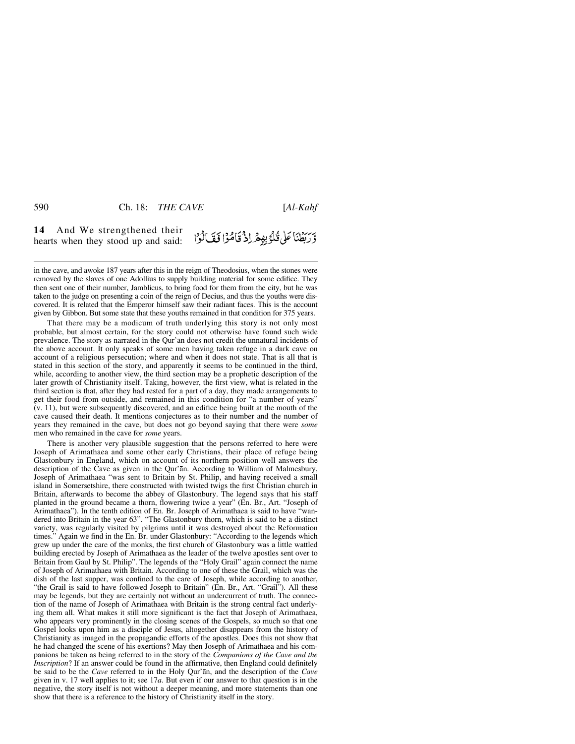**14** And We strengthened their hearts when they stood up and said:

وَّرَبَطْنَا عَلٰى قُلُوْبِهِمْ اِذْ قَامُوْا فَقَالُوْا

---

in the cave, and awoke 187 years after this in the reign of Theodosius, when the stones were removed by the slaves of one Adollius to supply building material for some edifice. They then sent one of their number, Jamblicus, to bring food for them from the city, but he was taken to the judge on presenting a coin of the reign of Decius, and thus the youths were discovered. It is related that the Emperor himself saw their radiant faces. This is the account given by Gibbon. But some state that these youths remained in that condition for 375 years.

That there may be a modicum of truth underlying this story is not only most probable, but almost certain, for the story could not otherwise have found such wide prevalence. The story as narrated in the Qur'ān does not credit the unnatural incidents of the above account. It only speaks of some men having taken refuge in a dark cave on account of a religious persecution; where and when it does not state. That is all that is stated in this section of the story, and apparently it seems to be continued in the third, while, according to another view, the third section may be a prophetic description of the later growth of Christianity itself. Taking, however, the first view, what is related in the third section is that, after they had rested for a part of a day, they made arrangements to get their food from outside, and remained in this condition for "a number of years" (v. 11), but were subsequently discovered, and an edifice being built at the mouth of the cave caused their death. It mentions conjectures as to their number and the number of years they remained in the cave, but does not go beyond saying that there were *some* men who remained in the cave for *some* years.

There is another very plausible suggestion that the persons referred to here were Joseph of Arimathaea and some other early Christians, their place of refuge being Glastonbury in England, which on account of its northern position well answers the description of the Cave as given in the Qur'ān. According to William of Malmesbury, Joseph of Arimathaea "was sent to Britain by St. Philip, and having received a small island in Somersetshire, there constructed with twisted twigs the first Christian church in Britain, afterwards to become the abbey of Glastonbury. The legend says that his staff planted in the ground became a thorn, flowering twice a year" (En. Br., Art. "Joseph of Arimathaea"). In the tenth edition of En. Br. Joseph of Arimathaea is said to have "wandered into Britain in the year 63". "The Glastonbury thorn, which is said to be a distinct variety, was regularly visited by pilgrims until it was destroyed about the Reformation times." Again we find in the En. Br. under Glastonbury: "According to the legends which grew up under the care of the monks, the first church of Glastonbury was a little wattled building erected by Joseph of Arimathaea as the leader of the twelve apostles sent over to Britain from Gaul by St. Philip". The legends of the "Holy Grail" again connect the name of Joseph of Arimathaea with Britain. According to one of these the Grail, which was the dish of the last supper, was confined to the care of Joseph, while according to another, "the Grail is said to have followed Joseph to Britain" (En. Br., Art. "Grail"). All these may be legends, but they are certainly not without an undercurrent of truth. The connection of the name of Joseph of Arimathaea with Britain is the strong central fact underlying them all. What makes it still more significant is the fact that Joseph of Arimathaea, who appears very prominently in the closing scenes of the Gospels, so much so that one Gospel looks upon him as a disciple of Jesus, altogether disappears from the history of Christianity as imaged in the propagandic efforts of the apostles. Does this not show that he had changed the scene of his exertions? May then Joseph of Arimathaea and his companions be taken as being referred to in the story of the *Companions of the Cave and the Inscription*? If an answer could be found in the affirmative, then England could definitely be said to be the *Cave* referred to in the Holy Qur'ān, and the description of the *Cave* given in v. 17 well applies to it; see 17*a*. But even if our answer to that question is in the negative, the story itself is not without a deeper meaning, and more statements than one show that there is a reference to the history of Christianity itself in the story.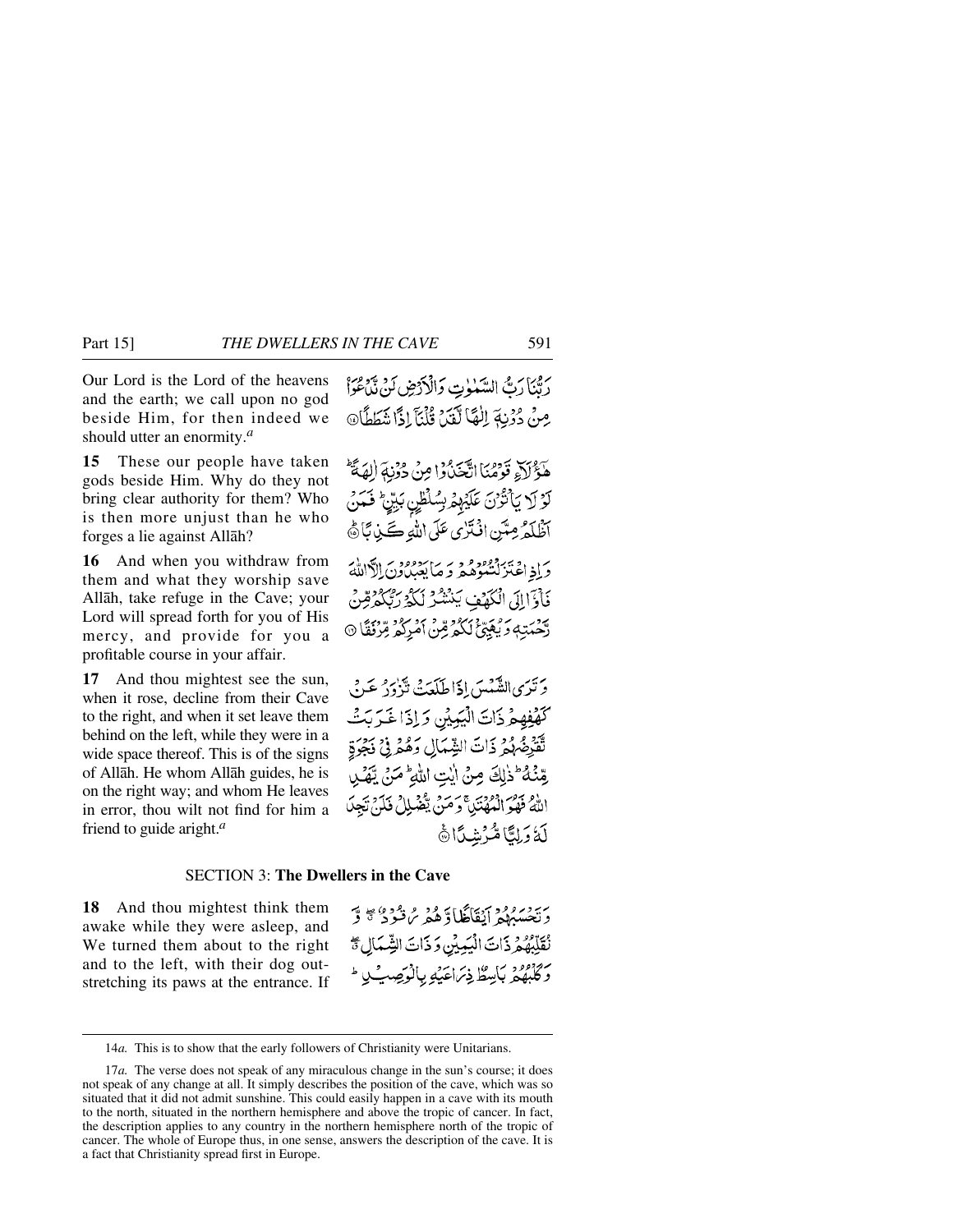Our Lord is the Lord of the heavens and the earth; we call upon no god beside Him, for then indeed we should utter an enormity.[a]

رَبُّنَا رَبُّ السَّمٰوٰتِ وَالْاَرْضِ لَنْ نَّدْعُوَاْ مِنْ دُوْنِهٖٓ اِلٰهًا لَّقَدْ قُلْنَآ اِذًا شَطَطًا ﴿۱۴﴾

**15** These our people have taken gods beside Him. Why do they not bring clear authority for them? Who is then more unjust than he who forges a lie against Allāh?

هٰٓؤُلَآءِ قَوْمُنَا اتَّخَذُوْا مِنْ دُوْنِهٖٓ اٰلِهَةً ؕ لَوْلَا يَاْتُوْنَ عَلَيْهِمْ بِسُلْطٰنٍۭ بَيِّنٍ ؕ فَمَنْ اَظْلَمُ مِمَّنِ افْتَرٰى عَلَى اللّٰهِ كَذِبًا ﴿۱۵﴾

**16** And when you withdraw from them and what they worship save Allāh, take refuge in the Cave; your Lord will spread forth for you of His mercy, and provide for you a profitable course in your affair.

وَاِذِ اعْتَزَلْتُمُوْهُمْ وَمَا يَعْبُدُوْنَ اِلَّا اللّٰهَ فَاْوٗٓا اِلَى الْكَهْفِ يَنْشُرْ لَكُمْ رَبُّكُمْ مِّنْ رَّحْمَتِهٖ وَيُهَيِّئْ لَكُمْ مِّنْ اَمْرِكُمْ مِّرْفَقًا ﴿۱۶﴾

**17** And thou mightest see the sun, when it rose, decline from their Cave to the right, and when it set leave them behind on the left, while they were in a wide space thereof. This is of the signs of Allāh. He whom Allāh guides, he is on the right way; and whom He leaves in error, thou wilt not find for him a friend to guide aright.[a]

وَتَرَى الشَّمْسَ اِذَا طَلَعَتْ تَّزٰوَرُ عَنْ كَهْفِهِمْ ذَاتَ الْيَمِيْنِ وَاِذَا غَرَبَتْ تَّقْرِضُهُمْ ذَاتَ الشِّمَالِ وَهُمْ فِيْ فَجْوَةٍ مِّنْهُ ؕ ذٰلِكَ مِنْ اٰيٰتِ اللّٰهِ ؕ مَنْ يَّهْدِ اللّٰهُ فَهُوَ الْمُهْتَدِ ۚ وَمَنْ يُّضْلِلْ فَلَنْ تَجِدَ لَهٗ وَلِيًّا مُّرْشِدًا ﴿۱۷﴾

## SECTION 3: The Dwellers in the Cave

**18** And thou mightest think them awake while they were asleep, and We turned them about to the right and to the left, with their dog outstretching its paws at the entrance. If

وَتَحْسَبُهُمْ اَيْقَاظًا وَّهُمْ رُقُوْدٌ ۖ وَّ نُقَلِّبُهُمْ ذَاتَ الْيَمِيْنِ وَذَاتَ الشِّمَالِ ۖ وَكَلْبُهُمْ بَاسِطٌ ذِرَاعَيْهِ بِالْوَصِيْدِ ؕ

---

14*a.* This is to show that the early followers of Christianity were Unitarians.

17*a.* The verse does not speak of any miraculous change in the sun's course; it does not speak of any change at all. It simply describes the position of the cave, which was so situated that it did not admit sunshine. This could easily happen in a cave with its mouth to the north, situated in the northern hemisphere and above the tropic of cancer. In fact, the description applies to any country in the northern hemisphere north of the tropic of cancer. The whole of Europe thus, in one sense, answers the description of the cave. It is a fact that Christianity spread first in Europe.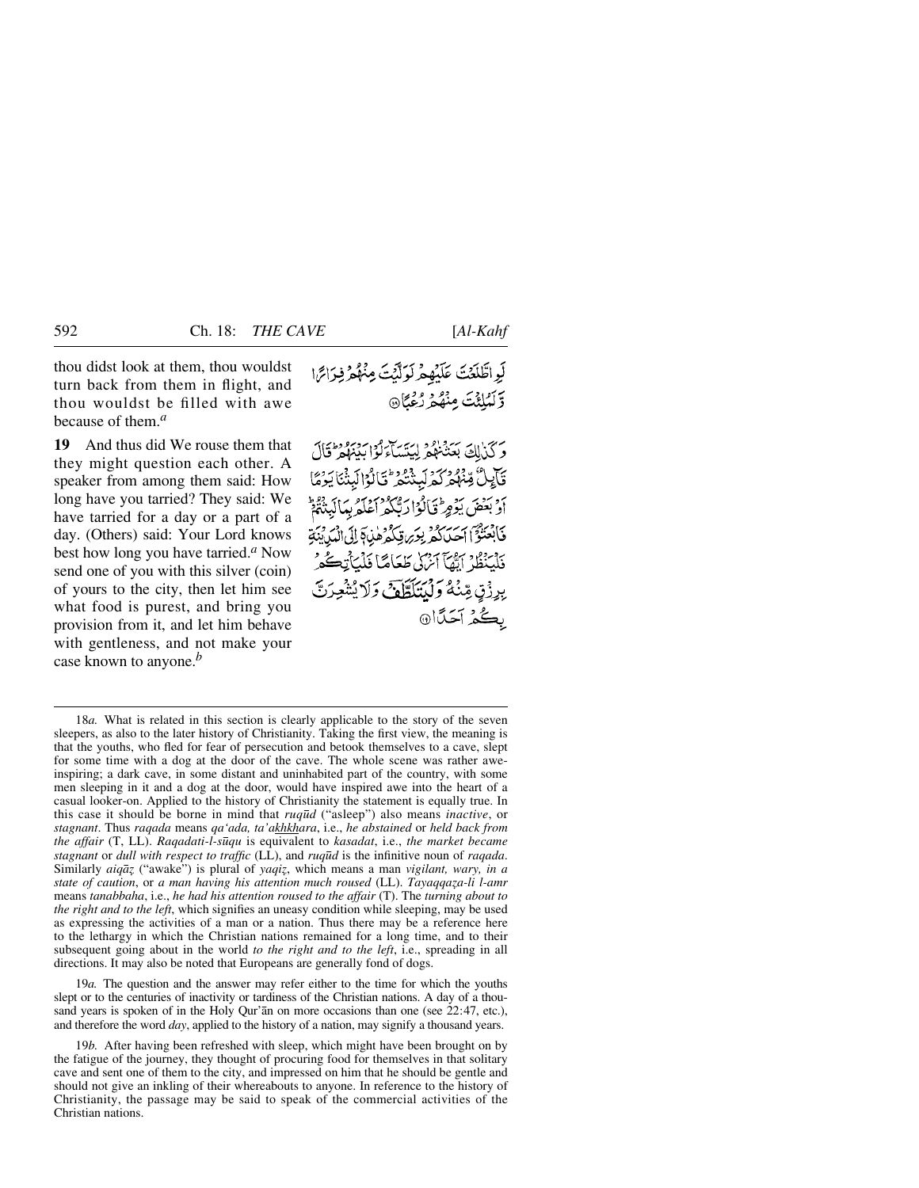thou didst look at them, thou wouldst turn back from them in flight, and thou wouldst be filled with awe because of them.[a]

لَوِ اطَّلَعْتَ عَلَيْهِمْ لَوَلَّيْتَ مِنْهُمْ فِرَارًا وَّلَمُلِئْتَ مِنْهُمْ رُعْبًا ﴿۱۸﴾

**19** And thus did We rouse them that they might question each other. A speaker from among them said: How long have you tarried? They said: We have tarried for a day or a part of a day. (Others) said: Your Lord knows best how long you have tarried.[a] Now send one of you with this silver (coin) of yours to the city, then let him see what food is purest, and bring you provision from it, and let him behave with gentleness, and not make your case known to anyone.[b]

وَكَذٰلِكَ بَعَثْنٰهُمْ لِيَتَسَآءَلُوْا بَيْنَهُمْ ؕ قَالَ قَآئِلٌ مِّنْهُمْ كَمْ لَبِثْتُمْ ؕ قَالُوْا لَبِثْنَا يَوْمًا اَوْ بَعْضَ يَوْمٍ ؕ قَالُوْا رَبُّكُمْ اَعْلَمُ بِمَا لَبِثْتُمْ ؕ فَابْعَثُوْۤا اَحَدَكُمْ بِوَرِقِكُمْ هٰذِهٖۤ اِلَى الْمَدِيْنَةِ فَلْيَنْظُرْ اَيُّهَاۤ اَزْكٰى طَعَامًا فَلْيَاْتِكُمْ بِرِزْقٍ مِّنْهُ وَلْيَتَلَطَّفْ وَلَا يُشْعِرَنَّ بِكُمْ اَحَدًا ﴿۱۹﴾

---

18*a.* What is related in this section is clearly applicable to the story of the seven sleepers, as also to the later history of Christianity. Taking the first view, the meaning is that the youths, who fled for fear of persecution and betook themselves to a cave, slept for some time with a dog at the door of the cave. The whole scene was rather awe-inspiring; a dark cave, in some distant and uninhabited part of the country, with some men sleeping in it and a dog at the door, would have inspired awe into the heart of a casual looker-on. Applied to the history of Christianity the statement is equally true. In this case it should be borne in mind that *ruqūd* ("asleep") also means *inactive*, or *stagnant*. Thus *raqada* means *qa'ada, ta'akhkhara*, i.e., *he abstained* or *held back from the affair* (T, LL). *Raqadati-l-sūqu* is equivalent to *kasadat*, i.e., *the market became stagnant* or *dull with respect to traffic* (LL), and *ruqūd* is the infinitive noun of *raqada*. Similarly *aiqāẓ* ("awake") is plural of *yaqiẓ*, which means a man *vigilant, wary, in a state of caution*, or *a man having his attention much roused* (LL). *Tayaqqaẓa-li l-amr* means *tanabbaha*, i.e., *he had his attention roused to the affair* (T). The *turning about to the right and to the left*, which signifies an uneasy condition while sleeping, may be used as expressing the activities of a man or a nation. Thus there may be a reference here to the lethargy in which the Christian nations remained for a long time, and to their subsequent going about in the world *to the right and to the left*, i.e., spreading in all directions. It may also be noted that Europeans are generally fond of dogs.

19*a.* The question and the answer may refer either to the time for which the youths slept or to the centuries of inactivity or tardiness of the Christian nations. A day of a thousand years is spoken of in the Holy Qur'ān on more occasions than one (see 22:47, etc.), and therefore the word *day*, applied to the history of a nation, may signify a thousand years.

19*b.* After having been refreshed with sleep, which might have been brought on by the fatigue of the journey, they thought of procuring food for themselves in that solitary cave and sent one of them to the city, and impressed on him that he should be gentle and should not give an inkling of their whereabouts to anyone. In reference to the history of Christianity, the passage may be said to speak of the commercial activities of the Christian nations.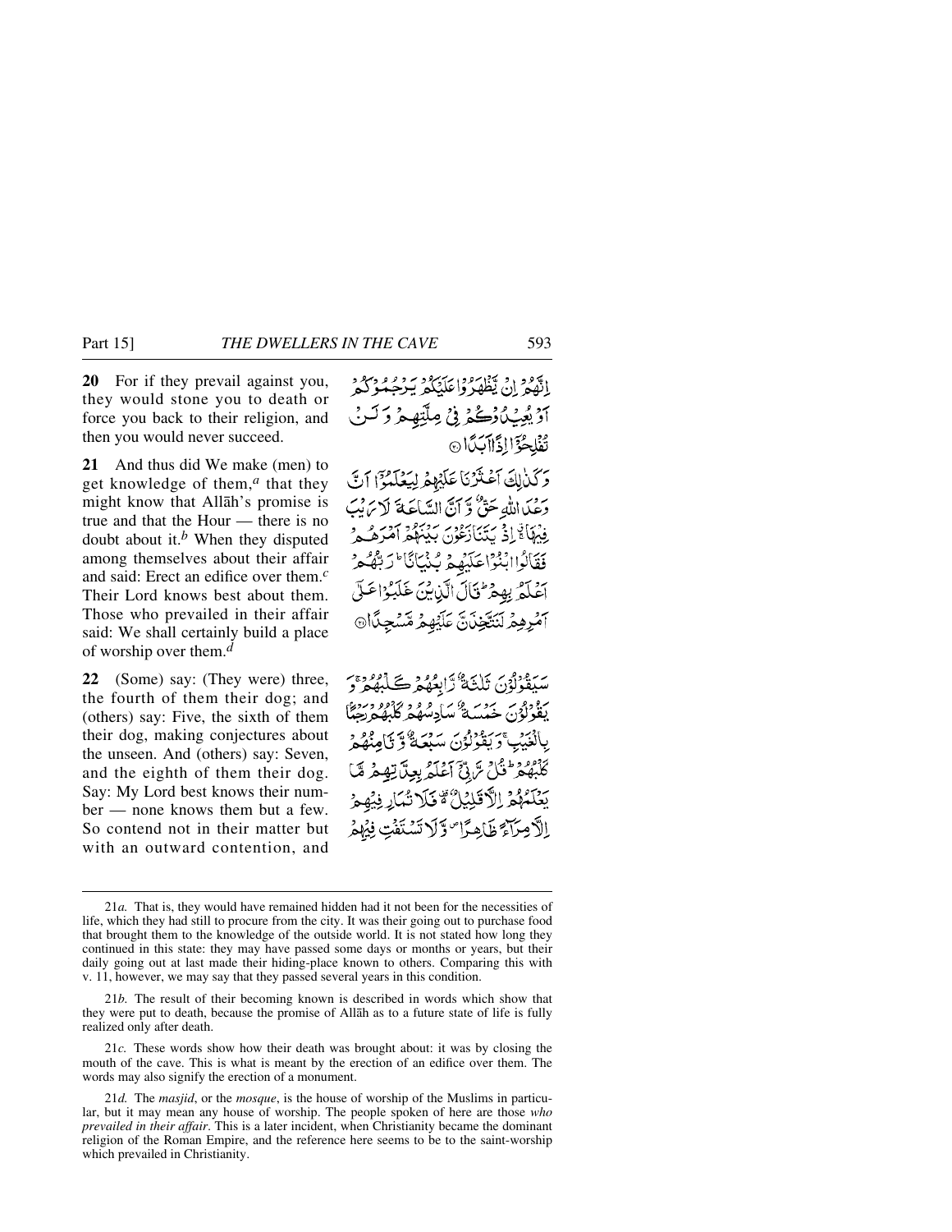**20** For if they prevail against you, they would stone you to death or force you back to their religion, and then you would never succeed.

إِنَّهُمْ إِنْ يَظْهَرُوا عَلَيْكُمْ يَرْجُمُوكُمْ أَوْ يُعِيدُوكُمْ فِي مِلَّتِهِمْ وَلَنْ تُفْلِحُوا إِذًا أَبَدًا ۝

**21** And thus did We make (men) to get knowledge of them,[a] that they might know that Allāh's promise is true and that the Hour — there is no doubt about it.[b] When they disputed among themselves about their affair and said: Erect an edifice over them.[c] Their Lord knows best about them. Those who prevailed in their affair said: We shall certainly build a place of worship over them.[d]

وَكَذَٰلِكَ أَعْثَرْنَا عَلَيْهِمْ لِيَعْلَمُوا أَنَّ وَعْدَ اللَّهِ حَقٌّ وَأَنَّ السَّاعَةَ لَا رَيْبَ فِيهَا إِذْ يَتَنَازَعُونَ بَيْنَهُمْ أَمْرَهُمْ فَقَالُوا ابْنُوا عَلَيْهِمْ بُنْيَانًا رَبُّهُمْ أَعْلَمُ بِهِمْ قَالَ الَّذِينَ غَلَبُوا عَلَىٰ أَمْرِهِمْ لَنَتَّخِذَنَّ عَلَيْهِمْ مَسْجِدًا ۝

**22** (Some) say: (They were) three, the fourth of them their dog; and (others) say: Five, the sixth of them their dog, making conjectures about the unseen. And (others) say: Seven, and the eighth of them their dog. Say: My Lord best knows their number — none knows them but a few. So contend not in their matter but with an outward contention, and

سَيَقُولُونَ ثَلَاثَةٌ رَابِعُهُمْ كَلْبُهُمْ وَيَقُولُونَ خَمْسَةٌ سَادِسُهُمْ كَلْبُهُمْ رَجْمًا بِالْغَيْبِ وَيَقُولُونَ سَبْعَةٌ وَثَامِنُهُمْ كَلْبُهُمْ قُلْ رَبِّي أَعْلَمُ بِعِدَّتِهِمْ مَا يَعْلَمُهُمْ إِلَّا قَلِيلٌ فَلَا تُمَارِ فِيهِمْ إِلَّا مِرَاءً ظَاهِرًا وَلَا تَسْتَفْتِ فِيهِمْ

---

21*a.* That is, they would have remained hidden had it not been for the necessities of life, which they had still to procure from the city. It was their going out to purchase food that brought them to the knowledge of the outside world. It is not stated how long they continued in this state: they may have passed some days or months or years, but their daily going out at last made their hiding-place known to others. Comparing this with v. 11, however, we may say that they passed several years in this condition.

21*b.* The result of their becoming known is described in words which show that they were put to death, because the promise of Allāh as to a future state of life is fully realized only after death.

21*c.* These words show how their death was brought about: it was by closing the mouth of the cave. This is what is meant by the erection of an edifice over them. The words may also signify the erection of a monument.

21*d.* The *masjid*, or the *mosque*, is the house of worship of the Muslims in particular, but it may mean any house of worship. The people spoken of here are those *who prevailed in their affair*. This is a later incident, when Christianity became the dominant religion of the Roman Empire, and the reference here seems to be to the saint-worship which prevailed in Christianity.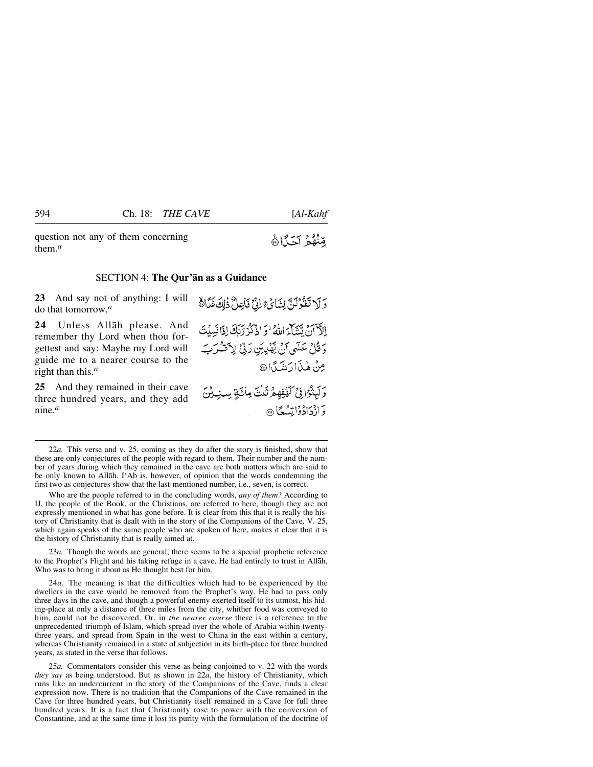question not any of them concerning them.[a]

مِّنْهُمْ أَحَدًا ﴿٢٢﴾

## SECTION 4: **The Qur'ān as a Guidance**

**23** And say not of anything: I will do that tomorrow,[a]

وَلَا تَقُولَنَّ لِشَايْءٍ إِنِّي فَاعِلٌ ذَٰلِكَ غَدًا ﴿٢٣﴾

**24** Unless Allāh please. And remember thy Lord when thou forgettest and say: Maybe my Lord will guide me to a nearer course to the right than this.[a]

إِلَّا أَن يَشَاءَ اللَّهُ ۚ وَاذْكُر رَّبَّكَ إِذَا نَسِيتَ وَقُلْ عَسَىٰ أَن يَهْدِيَنِ رَبِّي لِأَقْرَبَ مِنْ هَٰذَا رَشَدًا ﴿٢٤﴾

**25** And they remained in their cave three hundred years, and they add nine.[a]

وَلَبِثُوا فِي كَهْفِهِمْ ثَلَاثَ مِائَةٍ سِنِينَ وَازْدَادُوا تِسْعًا ﴿٢٥﴾

---

22*a.* This verse and v. 25, coming as they do after the story is finished, show that these are only conjectures of the people with regard to them. Their number and the number of years during which they remained in the cave are both matters which are said to be only known to Allāh. I'Ab is, however, of opinion that the words condemning the first two as conjectures show that the last-mentioned number, i.e., seven, is correct.

Who are the people referred to in the concluding words, *any of them*? According to IJ, the people of the Book, or the Christians, are referred to here, though they are not expressly mentioned in what has gone before. It is clear from this that it is really the history of Christianity that is dealt with in the story of the Companions of the Cave. V. 25, which again speaks of the same people who are spoken of here, makes it clear that it is the history of Christianity that is really aimed at.

23*a.* Though the words are general, there seems to be a special prophetic reference to the Prophet's Flight and his taking refuge in a cave. He had entirely to trust in Allāh, Who was to bring it about as He thought best for him.

24*a*. The meaning is that the difficulties which had to be experienced by the dwellers in the cave would be removed from the Prophet's way. He had to pass only three days in the cave, and though a powerful enemy exerted itself to its utmost, his hiding-place at only a distance of three miles from the city, whither food was conveyed to him, could not be discovered. Or, in *the nearer course* there is a reference to the unprecedented triumph of Islām, which spread over the whole of Arabia within twenty-three years, and spread from Spain in the west to China in the east within a century, whereas Christianity remained in a state of subjection in its birth-place for three hundred years, as stated in the verse that follows.

25*a.* Commentators consider this verse as being conjoined to v. 22 with the words *they say* as being understood. But as shown in 22*a*, the history of Christianity, which runs like an undercurrent in the story of the Companions of the Cave, finds a clear expression now. There is no tradition that the Companions of the Cave remained in the Cave for three hundred years, but Christianity itself remained in a Cave for full three hundred years. It is a fact that Christianity rose to power with the conversion of Constantine, and at the same time it lost its purity with the formulation of the doctrine of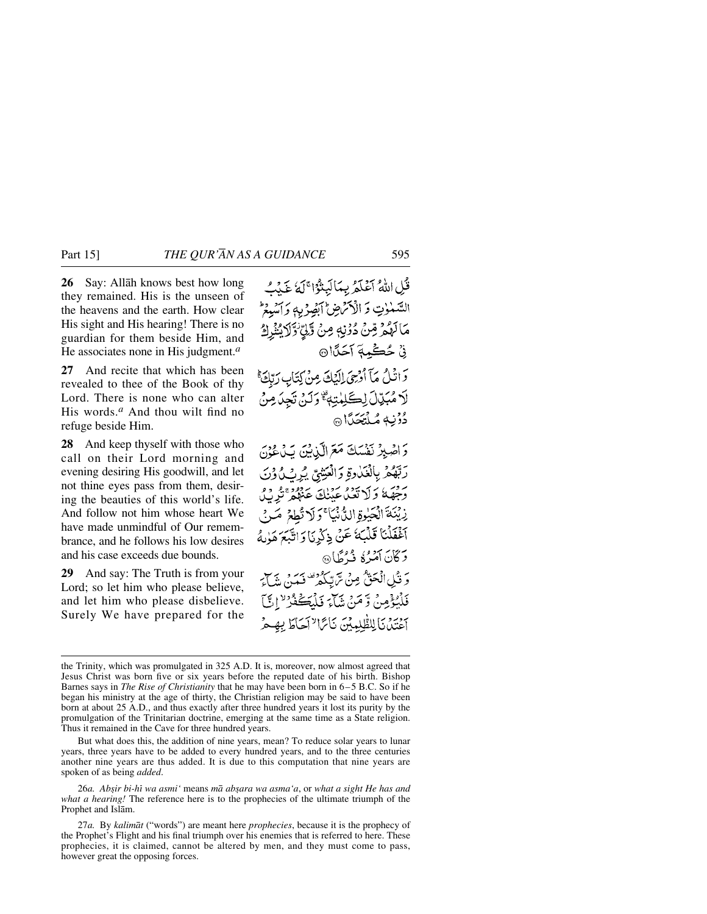**26** Say: Allāh knows best how long they remained. His is the unseen of the heavens and the earth. How clear His sight and His hearing! There is no guardian for them beside Him, and He associates none in His judgment.[a]

قُلِ اللّٰهُ اَعۡلَمُ بِمَا لَبِثُوۡا ۚ لَهٗ غَيۡبُ السَّمٰوٰتِ وَ الۡاَرۡضِ ؕ اَبۡصِرۡ بِهٖ وَ اَسۡمِعۡ ؕ مَا لَهُمۡ مِّنۡ دُوۡنِهٖ مِنۡ وَّلِىٍّ ۡ وَّلَا يُشۡرِكُ فِىۡ حُكۡمِهٖۤ اَحَدًا ﴿۲۶﴾

**27** And recite that which has been revealed to thee of the Book of thy Lord. There is none who can alter His words.[a] And thou wilt find no refuge beside Him.

وَ اتۡلُ مَاۤ اُوۡحِىَ اِلَيۡكَ مِنۡ كِتَابِ رَبِّكَ ۚ لَا مُبَدِّلَ لِكَلِمٰتِهٖ ۚ وَ لَنۡ تَجِدَ مِنۡ دُوۡنِهٖ مُلۡتَحَدًا ﴿۲۷﴾

**28** And keep thyself with those who call on their Lord morning and evening desiring His goodwill, and let not thine eyes pass from them, desiring the beauties of this world's life. And follow not him whose heart We have made unmindful of Our remembrance, and he follows his low desires and his case exceeds due bounds.

وَ اصۡبِرۡ نَفۡسَكَ مَعَ الَّذِيۡنَ يَدۡعُوۡنَ رَبَّهُمۡ بِالۡغَدٰوةِ وَ الۡعَشِىِّ يُرِيۡدُوۡنَ وَجۡهَهٗ وَ لَا تَعۡدُ عَيۡنٰكَ عَنۡهُمۡ ۚ تُرِيۡدُ زِيۡنَةَ الۡحَيٰوةِ الدُّنۡيَا ۚ وَ لَا تُطِعۡ مَنۡ اَغۡفَلۡنَا قَلۡبَهٗ عَنۡ ذِكۡرِنَا وَ اتَّبَعَ هَوٰٮهُ وَ كَانَ اَمۡرُهٗ فُرُطًا ﴿۲۸﴾

**29** And say: The Truth is from your Lord; so let him who please believe, and let him who please disbelieve. Surely We have prepared for the

وَ قُلِ الۡحَقُّ مِنۡ رَّبِّكُمۡ ۟ فَمَنۡ شَآءَ فَلۡيُؤۡمِنۡ وَّ مَنۡ شَآءَ فَلۡيَكۡفُرۡ ۙ اِنَّاۤ اَعۡتَدۡنَا لِلظّٰلِمِيۡنَ نَارًا ۙ اَحَاطَ بِهِمۡ

---

the Trinity, which was promulgated in 325 A.D. It is, moreover, now almost agreed that Jesus Christ was born five or six years before the reputed date of his birth. Bishop Barnes says in *The Rise of Christianity* that he may have been born in 6–5 B.C. So if he began his ministry at the age of thirty, the Christian religion may be said to have been born at about 25 A.D., and thus exactly after three hundred years it lost its purity by the promulgation of the Trinitarian doctrine, emerging at the same time as a State religion. Thus it remained in the Cave for three hundred years.

But what does this, the addition of nine years, mean? To reduce solar years to lunar years, three years have to be added to every hundred years, and to the three centuries another nine years are thus added. It is due to this computation that nine years are spoken of as being *added*.

26*a*. *Abṣir bi-hī wa asmi'* means *mā abṣara wa asma'a*, or *what a sight He has and what a hearing!* The reference here is to the prophecies of the ultimate triumph of the Prophet and Islām.

27*a*. By *kalimāt* ("words") are meant here *prophecies*, because it is the prophecy of the Prophet's Flight and his final triumph over his enemies that is referred to here. These prophecies, it is claimed, cannot be altered by men, and they must come to pass, however great the opposing forces.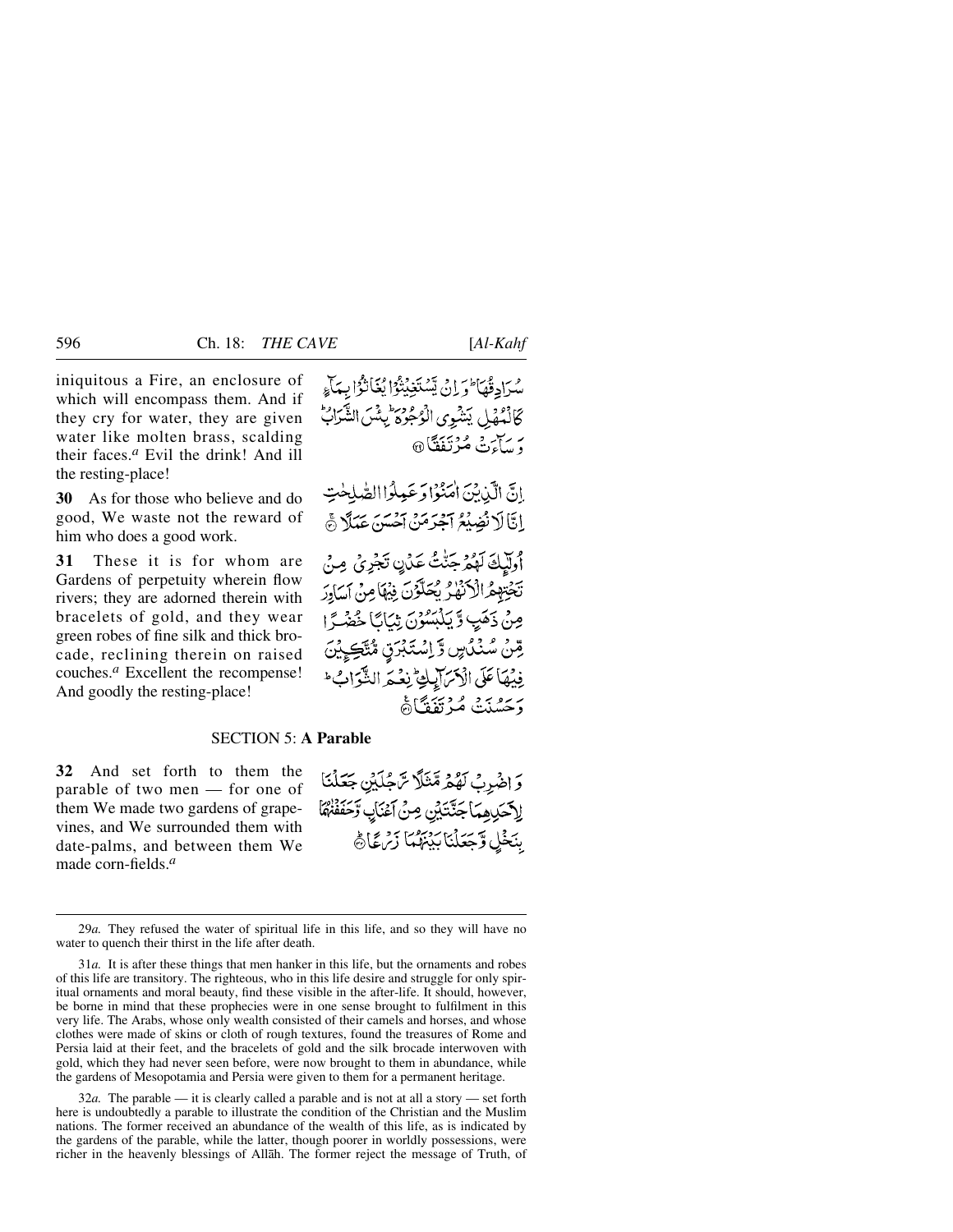iniquitous a Fire, an enclosure of which will encompass them. And if they cry for water, they are given water like molten brass, scalding their faces.[a] Evil the drink! And ill the resting-place!

سُرَادِقُهَا ۚ وَإِن يَسْتَغِيثُوا يُغَاثُوا بِمَاءٍ كَالْمُهْلِ يَشْوِي الْوُجُوهَ ۚ بِئْسَ الشَّرَابُ وَسَاءَتْ مُرْتَفَقًا ﴿٢٩﴾

**30** As for those who believe and do good, We waste not the reward of him who does a good work.

إِنَّ الَّذِينَ آمَنُوا وَعَمِلُوا الصَّالِحَاتِ إِنَّا لَا نُضِيعُ أَجْرَ مَنْ أَحْسَنَ عَمَلًا ﴿٣٠﴾

**31** These it is for whom are Gardens of perpetuity wherein flow rivers; they are adorned therein with bracelets of gold, and they wear green robes of fine silk and thick brocade, reclining therein on raised couches.[a] Excellent the recompense! And goodly the resting-place!

أُولَٰئِكَ لَهُمْ جَنَّاتُ عَدْنٍ تَجْرِي مِن تَحْتِهِمُ الْأَنْهَارُ يُحَلَّوْنَ فِيهَا مِنْ أَسَاوِرَ مِن ذَهَبٍ وَيَلْبَسُونَ ثِيَابًا خُضْرًا مِّن سُندُسٍ وَإِسْتَبْرَقٍ مُّتَّكِئِينَ فِيهَا عَلَى الْأَرَائِكِ ۚ نِعْمَ الثَّوَابُ وَحَسُنَتْ مُرْتَفَقًا ﴿٣١﴾

## SECTION 5: A Parable

**32** And set forth to them the parable of two men — for one of them We made two gardens of grape-vines, and We surrounded them with date-palms, and between them We made corn-fields.[a]

وَاضْرِبْ لَهُم مَّثَلًا رَّجُلَيْنِ جَعَلْنَا لِأَحَدِهِمَا جَنَّتَيْنِ مِنْ أَعْنَابٍ وَحَفَفْنَاهُمَا بِنَخْلٍ وَجَعَلْنَا بَيْنَهُمَا زَرْعًا ﴿٣٢﴾

---

29*a.* They refused the water of spiritual life in this life, and so they will have no water to quench their thirst in the life after death.

31*a.* It is after these things that men hanker in this life, but the ornaments and robes of this life are transitory. The righteous, who in this life desire and struggle for only spiritual ornaments and moral beauty, find these visible in the after-life. It should, however, be borne in mind that these prophecies were in one sense brought to fulfilment in this very life. The Arabs, whose only wealth consisted of their camels and horses, and whose clothes were made of skins or cloth of rough textures, found the treasures of Rome and Persia laid at their feet, and the bracelets of gold and the silk brocade interwoven with gold, which they had never seen before, were now brought to them in abundance, while the gardens of Mesopotamia and Persia were given to them for a permanent heritage.

32*a.* The parable — it is clearly called a parable and is not at all a story — set forth here is undoubtedly a parable to illustrate the condition of the Christian and the Muslim nations. The former received an abundance of the wealth of this life, as is indicated by the gardens of the parable, while the latter, though poorer in worldly possessions, were richer in the heavenly blessings of Allāh. The former reject the message of Truth, of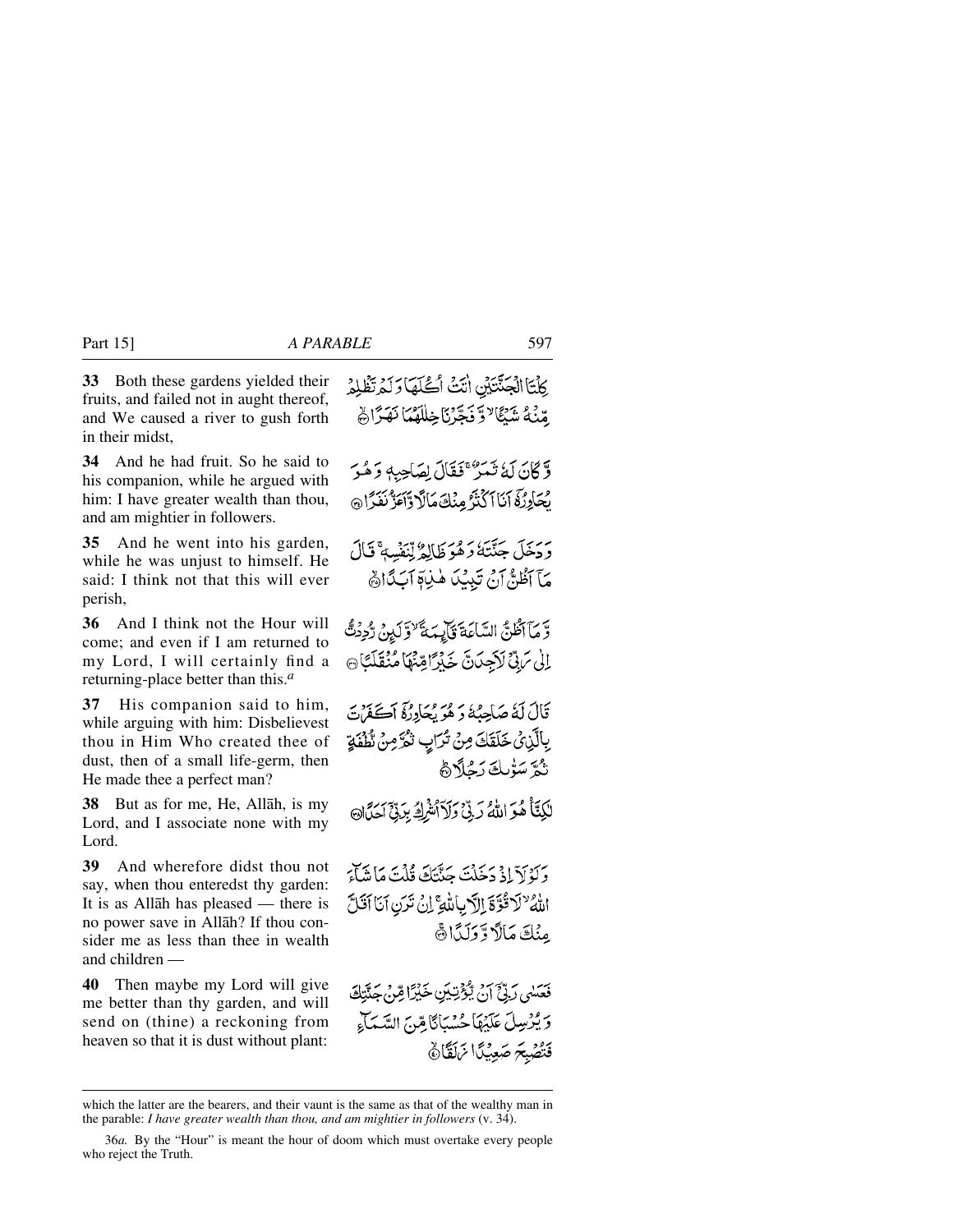**33** Both these gardens yielded their fruits, and failed not in aught thereof, and We caused a river to gush forth in their midst,

كِلْتَا الْجَنَّتَيْنِ اٰتَتْ اُكُلَهَا وَلَمْ تَظْلِمْ مِّنْهُ شَيْـًٔا ۙ وَّ فَجَّرْنَا خِلٰلَهُمَا نَهَرًا ۙ﴿۳۳﴾

**34** And he had fruit. So he said to his companion, while he argued with him: I have greater wealth than thou, and am mightier in followers.

وَّ كَانَ لَهٗ ثَمَرٌ ۚ فَقَالَ لِصَاحِبِهٖ وَ هُوَ يُحَاوِرُهٗۤ اَنَا اَكْثَرُ مِنْكَ مَالًا وَّ اَعَزُّ نَفَرًا ﴿۳۴﴾

**35** And he went into his garden, while he was unjust to himself. He said: I think not that this will ever perish,

وَ دَخَلَ جَنَّتَهٗ وَ هُوَ ظَالِمٌ لِّنَفْسِهٖ ۚ قَالَ مَاۤ اَظُنُّ اَنْ تَبِيْدَ هٰذِهٖۤ اَبَدًا ۙ﴿۳۵﴾

**36** And I think not the Hour will come; and even if I am returned to my Lord, I will certainly find a returning-place better than this.[a]

وَّ مَاۤ اَظُنُّ السَّاعَةَ قَآئِمَةً ۙ وَّ لَئِنْ رُّدِدْتُّ اِلٰى رَبِّيْ لَاَجِدَنَّ خَيْرًا مِّنْهَا مُنْقَلَبًا ﴿۳۶﴾

**37** His companion said to him, while arguing with him: Disbelievest thou in Him Who created thee of dust, then of a small life-germ, then He made thee a perfect man?

قَالَ لَهٗ صَاحِبُهٗ وَ هُوَ يُحَاوِرُهٗۤ اَكَفَرْتَ بِالَّذِيْ خَلَقَكَ مِنْ تُرَابٍ ثُمَّ مِنْ نُّطْفَةٍ ثُمَّ سَوّٰىكَ رَجُلًا ؕ﴿۳۷﴾

**38** But as for me, He, Allāh, is my Lord, and I associate none with my Lord.

لٰكِنَّا۠ هُوَ اللّٰهُ رَبِّيْ وَ لَاۤ اُشْرِكُ بِرَبِّيْۤ اَحَدًا ﴿۳۸﴾

**39** And wherefore didst thou not say, when thou enteredst thy garden: It is as Allāh has pleased — there is no power save in Allāh? If thou consider me as less than thee in wealth and children —

وَ لَوْ لَاۤ اِذْ دَخَلْتَ جَنَّتَكَ قُلْتَ مَا شَآءَ اللّٰهُ ۙ لَا قُوَّةَ اِلَّا بِاللّٰهِ ۚ اِنْ تَرَنِ اَنَا اَقَلَّ مِنْكَ مَالًا وَّ وَلَدًا ۚ﴿۳۹﴾

**40** Then maybe my Lord will give me better than thy garden, and will send on (thine) a reckoning from heaven so that it is dust without plant:

فَعَسٰى رَبِّيْۤ اَنْ يُّؤْتِيَنِ خَيْرًا مِّنْ جَنَّتِكَ وَ يُرْسِلَ عَلَيْهَا حُسْبَانًا مِّنَ السَّمَآءِ فَتُصْبِحَ صَعِيْدًا زَلَقًا ۙ﴿۴۰﴾

---

which the latter are the bearers, and their vaunt is the same as that of the wealthy man in the parable: *I have greater wealth than thou, and am mightier in followers* (v. 34).

36*a.* By the "Hour" is meant the hour of doom which must overtake every people who reject the Truth.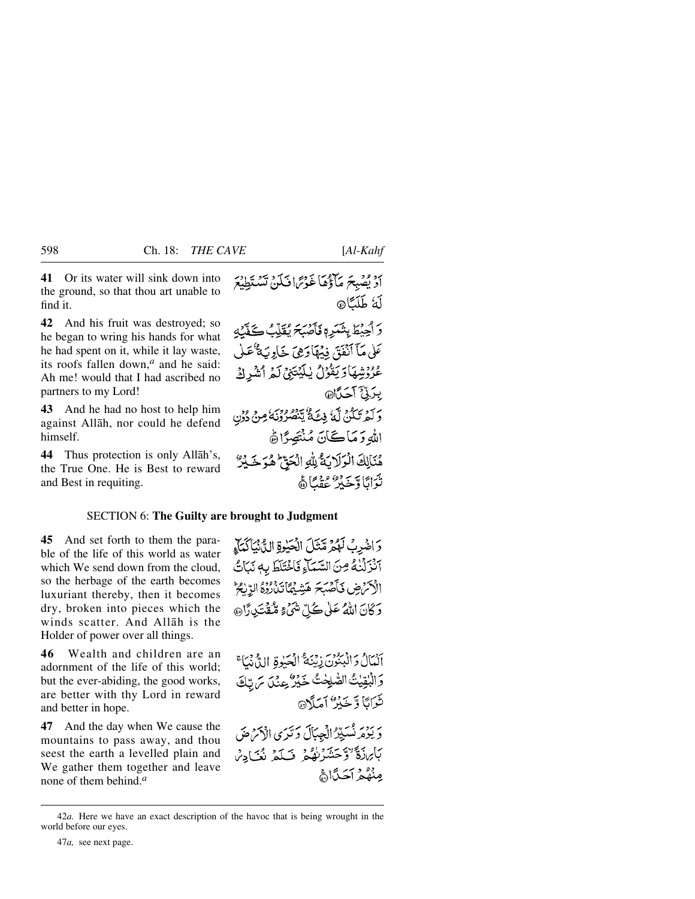**41** Or its water will sink down into the ground, so that thou art unable to find it.

أَوْ يُصْبِحَ مَآؤُهَا غَوْرًا فَلَنْ تَسْتَطِيعَ لَهُ طَلَبًا ﴿٤١﴾

**42** And his fruit was destroyed; so he began to wring his hands for what he had spent on it, while it lay waste, its roofs fallen down,[a] and he said: Ah me! would that I had ascribed no partners to my Lord!

وَأُحِيطَ بِثَمَرِهِ فَأَصْبَحَ يُقَلِّبُ كَفَّيْهِ عَلَىٰ مَآ أَنفَقَ فِيهَا وَهِيَ خَاوِيَةٌ عَلَىٰ عُرُوشِهَا وَيَقُولُ يَٰلَيْتَنِي لَمْ أُشْرِكْ بِرَبِّيٓ أَحَدًا ﴿٤٢﴾

**43** And he had no host to help him against Allāh, nor could he defend himself.

وَلَمْ تَكُن لَّهُ فِئَةٌ يَنصُرُونَهُ مِن دُونِ اللَّهِ وَمَا كَانَ مُنتَصِرًا ﴿٤٣﴾

**44** Thus protection is only Allāh's, the True One. He is Best to reward and Best in requiting.

هُنَالِكَ الْوَلَٰيَةُ لِلَّهِ الْحَقِّ هُوَ خَيْرٌ ثَوَابًا وَخَيْرٌ عُقْبًا ﴿٤٤﴾

## SECTION 6: The Guilty are brought to Judgment

**45** And set forth to them the parable of the life of this world as water which We send down from the cloud, so the herbage of the earth becomes luxuriant thereby, then it becomes dry, broken into pieces which the winds scatter. And Allāh is the Holder of power over all things.

وَاضْرِبْ لَهُم مَّثَلَ الْحَيَوٰةِ الدُّنْيَا كَمَآءٍ أَنزَلْنَٰهُ مِنَ السَّمَآءِ فَاخْتَلَطَ بِهِ نَبَاتُ الْأَرْضِ فَأَصْبَحَ هَشِيمًا تَذْرُوهُ الرِّيَٰحُ وَكَانَ اللَّهُ عَلَىٰ كُلِّ شَيْءٍ مُّقْتَدِرًا ﴿٤٥﴾

**46** Wealth and children are an adornment of the life of this world; but the ever-abiding, the good works, are better with thy Lord in reward and better in hope.

الْمَالُ وَالْبَنُونَ زِينَةُ الْحَيَوٰةِ الدُّنْيَا وَالْبَٰقِيَٰتُ الصَّٰلِحَٰتُ خَيْرٌ عِندَ رَبِّكَ ثَوَابًا وَخَيْرٌ أَمَلًا ﴿٤٦﴾

**47** And the day when We cause the mountains to pass away, and thou seest the earth a levelled plain and We gather them together and leave none of them behind.[a]

وَيَوْمَ نُسَيِّرُ الْجِبَالَ وَتَرَى الْأَرْضَ بَارِزَةً وَحَشَرْنَٰهُمْ فَلَمْ نُغَادِرْ مِنْهُمْ أَحَدًا ﴿٤٧﴾

---

42*a.* Here we have an exact description of the havoc that is being wrought in the world before our eyes.

47*a,* see next page.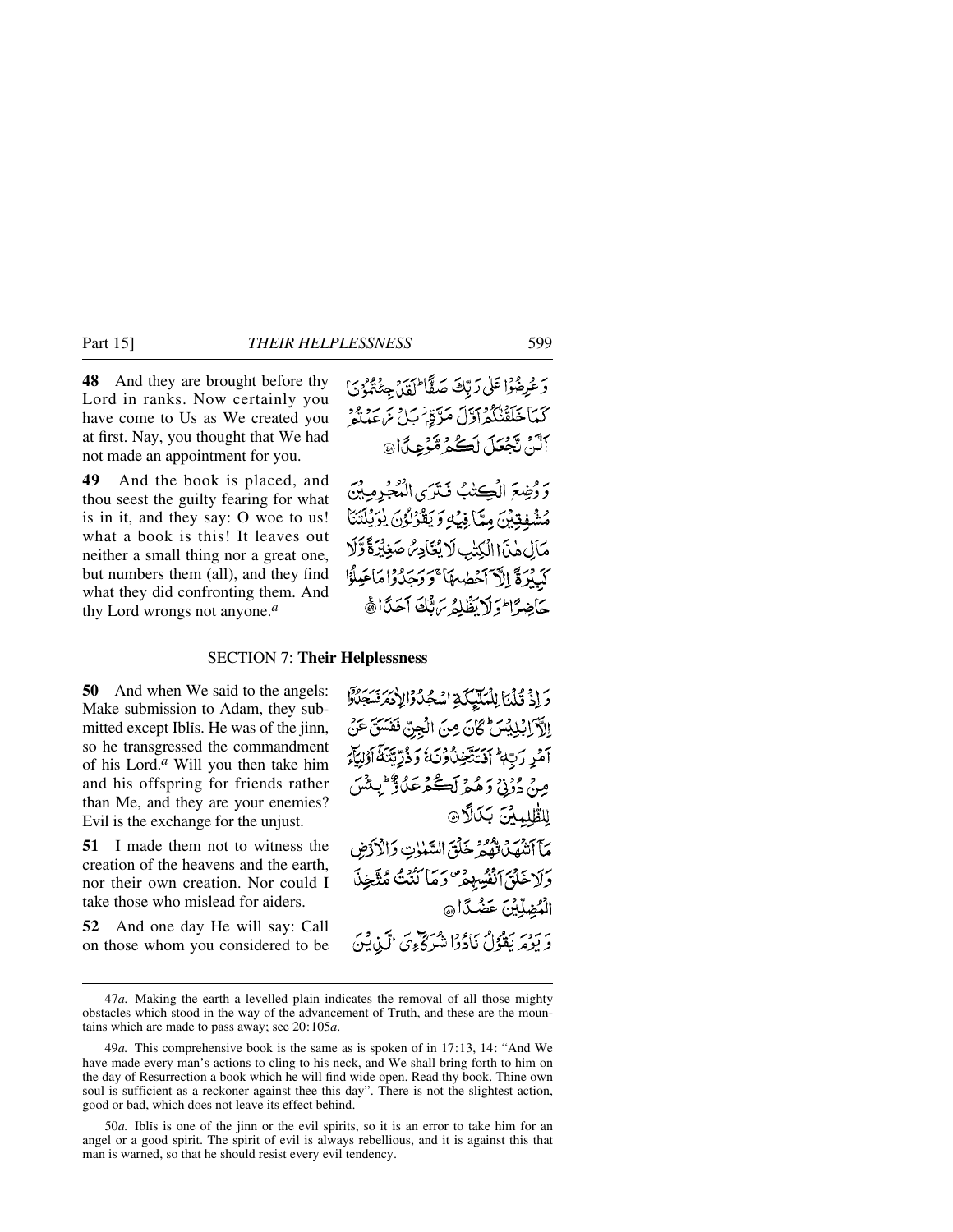**48** And they are brought before thy Lord in ranks. Now certainly you have come to Us as We created you at first. Nay, you thought that We had not made an appointment for you.

وَعُرِضُوا عَلَىٰ رَبِّكَ صَفًّا ۖ لَّقَدْ جِئْتُمُونَا كَمَا خَلَقْنَاكُمْ أَوَّلَ مَرَّةٍ ۚ بَلْ زَعَمْتُمْ أَلَّن نَّجْعَلَ لَكُم مَّوْعِدًا

**49** And the book is placed, and thou seest the guilty fearing for what is in it, and they say: O woe to us! what a book is this! It leaves out neither a small thing nor a great one, but numbers them (all), and they find what they did confronting them. And thy Lord wrongs not anyone.[a]

وَوُضِعَ الْكِتَابُ فَتَرَى الْمُجْرِمِينَ مُشْفِقِينَ مِمَّا فِيهِ وَيَقُولُونَ يَا وَيْلَتَنَا مَالِ هَٰذَا الْكِتَابِ لَا يُغَادِرُ صَغِيرَةً وَلَا كَبِيرَةً إِلَّا أَحْصَاهَا ۚ وَوَجَدُوا مَا عَمِلُوا حَاضِرًا ۗ وَلَا يَظْلِمُ رَبُّكَ أَحَدًا

## SECTION 7: Their Helplessness

**50** And when We said to the angels: Make submission to Adam, they submitted except Iblīs. He was of the jinn, so he transgressed the commandment of his Lord.[a] Will you then take him and his offspring for friends rather than Me, and they are your enemies? Evil is the exchange for the unjust.

وَإِذْ قُلْنَا لِلْمَلَائِكَةِ اسْجُدُوا لِآدَمَ فَسَجَدُوا إِلَّا إِبْلِيسَ كَانَ مِنَ الْجِنِّ فَفَسَقَ عَنْ أَمْرِ رَبِّهِ ۗ أَفَتَتَّخِذُونَهُ وَذُرِّيَّتَهُ أَوْلِيَاءَ مِن دُونِي وَهُمْ لَكُمْ عَدُوٌّ ۚ بِئْسَ لِلظَّالِمِينَ بَدَلًا

**51** I made them not to witness the creation of the heavens and the earth, nor their own creation. Nor could I take those who mislead for aiders.

مَّا أَشْهَدتُّهُمْ خَلْقَ السَّمَاوَاتِ وَالْأَرْضِ وَلَا خَلْقَ أَنفُسِهِمْ وَمَا كُنتُ مُتَّخِذَ الْمُضِلِّينَ عَضُدًا

**52** And one day He will say: Call on those whom you considered to be

وَيَوْمَ يَقُولُ نَادُوا شُرَكَائِيَ الَّذِينَ

---

47*a.* Making the earth a levelled plain indicates the removal of all those mighty obstacles which stood in the way of the advancement of Truth, and these are the mountains which are made to pass away; see 20:105*a*.

49*a.* This comprehensive book is the same as is spoken of in 17:13, 14: "And We have made every man's actions to cling to his neck, and We shall bring forth to him on the day of Resurrection a book which he will find wide open. Read thy book. Thine own soul is sufficient as a reckoner against thee this day". There is not the slightest action, good or bad, which does not leave its effect behind.

50*a.* Iblīs is one of the jinn or the evil spirits, so it is an error to take him for an angel or a good spirit. The spirit of evil is always rebellious, and it is against this that man is warned, so that he should resist every evil tendency.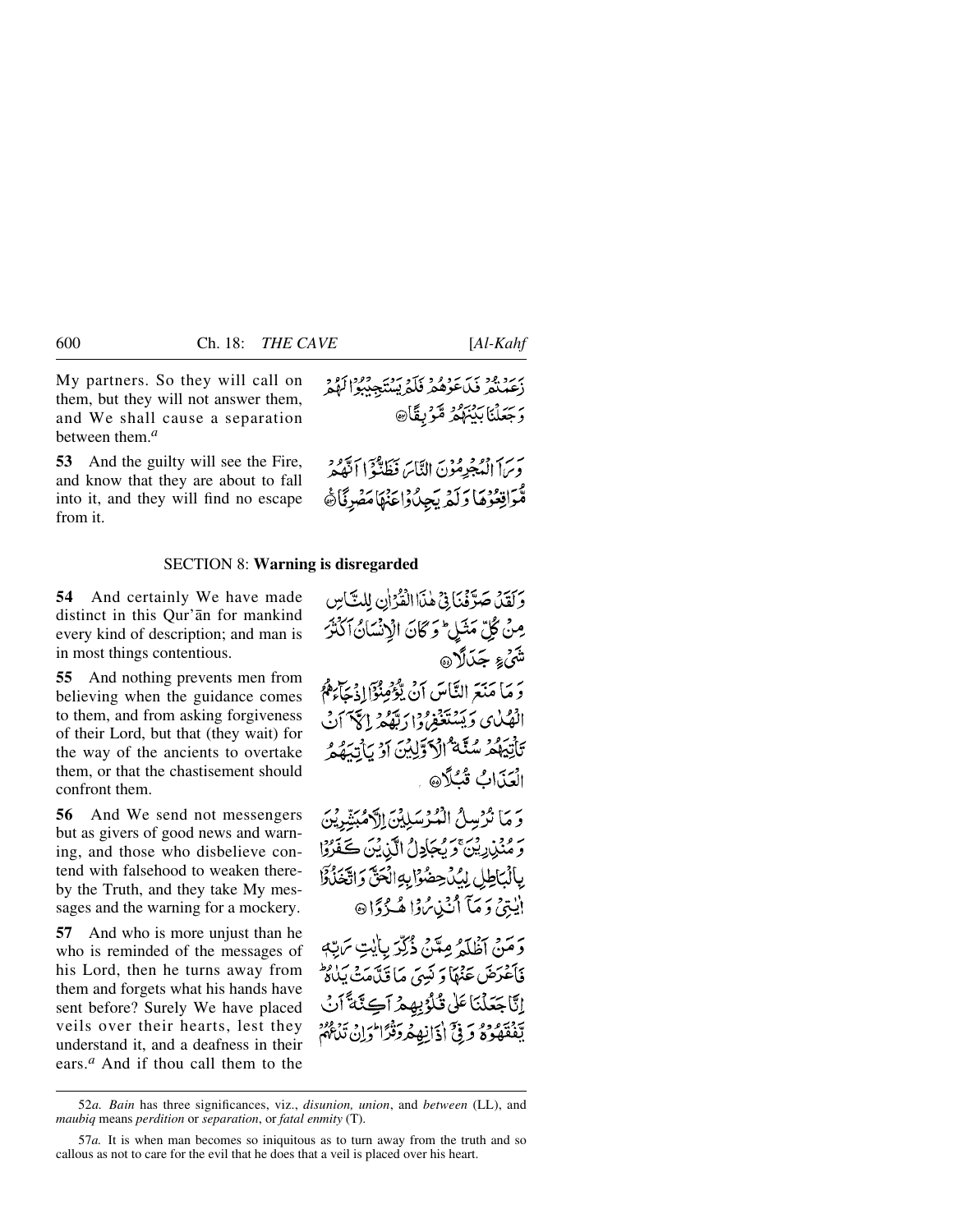My partners. So they will call on them, but they will not answer them, and We shall cause a separation between them.[a]

زَعَمْتُمْ فَدَعَوْهُمْ فَلَمْ يَسْتَجِيبُوا لَهُمْ وَجَعَلْنَا بَيْنَهُمْ مَّوْبِقًا ۝

**53** And the guilty will see the Fire, and know that they are about to fall into it, and they will find no escape from it.

وَرَاَ الْمُجْرِمُوْنَ النَّارَ فَظَنُّوْٓا اَنَّهُمْ مُّوَاقِعُوْهَا وَلَمْ يَجِدُوْا عَنْهَا مَصْرِفًا ۝

## SECTION 8: Warning is disregarded

**54** And certainly We have made distinct in this Qur'ān for mankind every kind of description; and man is in most things contentious.

وَلَقَدْ صَرَّفْنَا فِيْ هٰذَا الْقُرْاٰنِ لِلنَّاسِ مِنْ كُلِّ مَثَلٍ ۭ وَكَانَ الْاِنْسَانُ اَكْثَرَ شَيْءٍ جَدَلًا ۝

**55** And nothing prevents men from believing when the guidance comes to them, and from asking forgiveness of their Lord, but that (they wait) for the way of the ancients to overtake them, or that the chastisement should confront them.

وَمَا مَنَعَ النَّاسَ اَنْ يُّؤْمِنُوْٓا اِذْ جَاۗءَهُمُ الْهُدٰى وَيَسْتَغْفِرُوْا رَبَّهُمْ اِلَّآ اَنْ تَاْتِيَهُمْ سُنَّةُ الْاَوَّلِيْنَ اَوْ يَاْتِيَهُمُ الْعَذَابُ قُبُلًا ۝

**56** And We send not messengers but as givers of good news and warning, and those who disbelieve contend with falsehood to weaken thereby the Truth, and they take My messages and the warning for a mockery.

وَمَا نُرْسِلُ الْمُرْسَلِيْنَ اِلَّا مُبَشِّرِيْنَ وَمُنْذِرِيْنَ ۚ وَيُجَادِلُ الَّذِيْنَ كَفَرُوْا بِالْبَاطِلِ لِيُدْحِضُوْا بِهِ الْحَقَّ وَاتَّخَذُوْٓا اٰيٰتِيْ وَمَآ اُنْذِرُوْا هُزُوًا ۝

**57** And who is more unjust than he who is reminded of the messages of his Lord, then he turns away from them and forgets what his hands have sent before? Surely We have placed veils over their hearts, lest they understand it, and a deafness in their ears.[a] And if thou call them to the

وَمَنْ اَظْلَمُ مِمَّنْ ذُكِّرَ بِاٰيٰتِ رَبِّهٖ فَاَعْرَضَ عَنْهَا وَنَسِيَ مَا قَدَّمَتْ يَدٰهُ ۭ اِنَّا جَعَلْنَا عَلٰي قُلُوْبِهِمْ اَكِنَّةً اَنْ يَّفْقَهُوْهُ وَفِيْٓ اٰذَانِهِمْ وَقْرًا ۭ وَاِنْ تَدْعُهُمْ

---

52*a. Bain* has three significances, viz., *disunion, union*, and *between* (LL), and *maubiq* means *perdition* or *separation*, or *fatal enmity* (T).

57*a.* It is when man becomes so iniquitous as to turn away from the truth and so callous as not to care for the evil that he does that a veil is placed over his heart.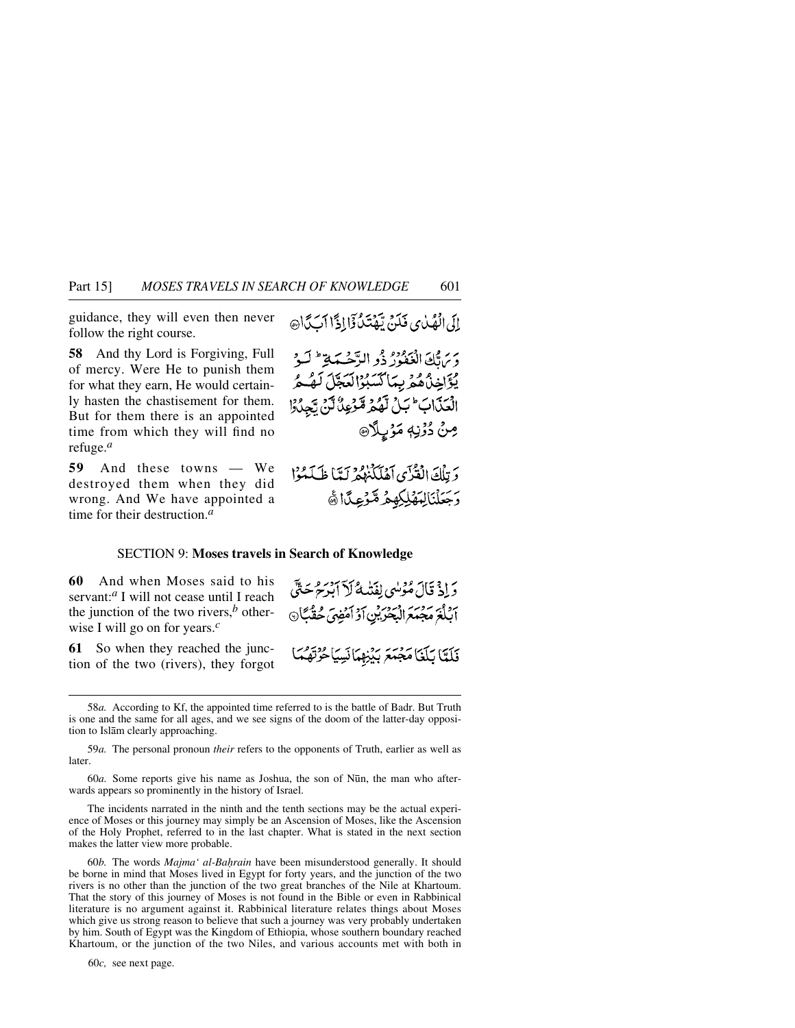guidance, they will even then never follow the right course.

إِلَى الْهُدَىٰ فَلَنْ يَهْتَدُوا إِذًا أَبَدًا

**58** And thy Lord is Forgiving, Full of mercy. Were He to punish them for what they earn, He would certainly hasten the chastisement for them. But for them there is an appointed time from which they will find no refuge.[a]

وَرَبُّكَ الْغَفُورُ ذُو الرَّحْمَةِ ۖ لَوْ يُؤَاخِذُهُمْ بِمَا كَسَبُوا لَعَجَّلَ لَهُمُ الْعَذَابَ ۚ بَلْ لَهُمْ مَوْعِدٌ لَنْ يَجِدُوا مِنْ دُونِهِ مَوْئِلًا

**59** And these towns — We destroyed them when they did wrong. And We have appointed a time for their destruction.[a]

وَتِلْكَ الْقُرَىٰ أَهْلَكْنَاهُمْ لَمَّا ظَلَمُوا وَجَعَلْنَا لِمَهْلِكِهِمْ مَوْعِدًا

## SECTION 9: Moses travels in Search of Knowledge

**60** And when Moses said to his servant:[a] I will not cease until I reach the junction of the two rivers,[b] otherwise I will go on for years.[c]

وَإِذْ قَالَ مُوسَىٰ لِفَتَاهُ لَا أَبْرَحُ حَتَّىٰ أَبْلُغَ مَجْمَعَ الْبَحْرَيْنِ أَوْ أَمْضِيَ حُقُبًا

**61** So when they reached the junction of the two (rivers), they forgot

فَلَمَّا بَلَغَا مَجْمَعَ بَيْنِهِمَا نَسِيَا حُوتَهُمَا

---

58*a.* According to Kf, the appointed time referred to is the battle of Badr. But Truth is one and the same for all ages, and we see signs of the doom of the latter-day opposition to Islām clearly approaching.

59*a.* The personal pronoun *their* refers to the opponents of Truth, earlier as well as later.

60*a.* Some reports give his name as Joshua, the son of Nūn, the man who afterwards appears so prominently in the history of Israel.

The incidents narrated in the ninth and the tenth sections may be the actual experience of Moses or this journey may simply be an Ascension of Moses, like the Ascension of the Holy Prophet, referred to in the last chapter. What is stated in the next section makes the latter view more probable.

60*b.* The words *Majma' al-Baḥrain* have been misunderstood generally. It should be borne in mind that Moses lived in Egypt for forty years, and the junction of the two rivers is no other than the junction of the two great branches of the Nile at Khartoum. That the story of this journey of Moses is not found in the Bible or even in Rabbinical literature is no argument against it. Rabbinical literature relates things about Moses which give us strong reason to believe that such a journey was very probably undertaken by him. South of Egypt was the Kingdom of Ethiopia, whose southern boundary reached Khartoum, or the junction of the two Niles, and various accounts met with both in

60*c,* see next page.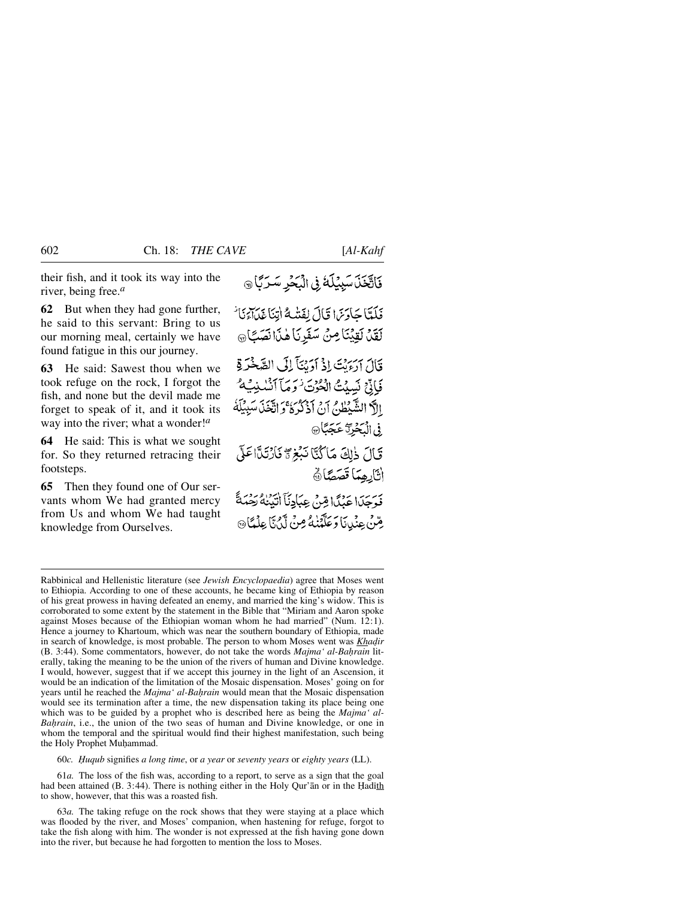their fish, and it took its way into the river, being free.[a]

فَاتَّخَذَ سَبِيلَهُ فِي الْبَحْرِ سَرَبًا ﴿٦١﴾

**62** But when they had gone further, he said to this servant: Bring to us our morning meal, certainly we have found fatigue in this our journey.

فَلَمَّا جَاوَزَا قَالَ لِفَتٰىهُ اٰتِنَا غَدَآءَنَا ۫ لَقَدْ لَقِيْنَا مِنْ سَفَرِنَا هٰذَا نَصَبًا ﴿٦٢﴾

**63** He said: Sawest thou when we took refuge on the rock, I forgot the fish, and none but the devil made me forget to speak of it, and it took its way into the river; what a wonder![a]

قَالَ اَرَءَيْتَ اِذْ اَوَيْنَآ اِلَى الصَّخْرَةِ فَاِنِّيْ نَسِيْتُ الْحُوْتَ ۫ وَمَآ اَنْسٰنِيْهُ اِلَّا الشَّيْطٰنُ اَنْ اَذْكُرَهٗ ۚ وَاتَّخَذَ سَبِيْلَهٗ فِي الْبَحْرِ ۖ عَجَبًا ﴿٦٣﴾

**64** He said: This is what we sought for. So they returned retracing their footsteps.

قَالَ ذٰلِكَ مَا كُنَّا نَبْغِ ۖ فَارْتَدَّا عَلٰٓى اٰثَارِهِمَا قَصَصًا ﴿٦٤﴾

**65** Then they found one of Our servants whom We had granted mercy from Us and whom We had taught knowledge from Ourselves.

فَوَجَدَا عَبْدًا مِّنْ عِبَادِنَآ اٰتَيْنٰهُ رَحْمَةً مِّنْ عِنْدِنَا وَعَلَّمْنٰهُ مِنْ لَّدُنَّا عِلْمًا ﴿٦٥﴾

---

Rabbinical and Hellenistic literature (see *Jewish Encyclopaedia*) agree that Moses went to Ethiopia. According to one of these accounts, he became king of Ethiopia by reason of his great prowess in having defeated an enemy, and married the king's widow. This is corroborated to some extent by the statement in the Bible that "Miriam and Aaron spoke against Moses because of the Ethiopian woman whom he had married" (Num. 12:1). Hence a journey to Khartoum, which was near the southern boundary of Ethiopia, made in search of knowledge, is most probable. The person to whom Moses went was Khaḍir (B. 3:44). Some commentators, however, do not take the words *Majma' al-Baḥrain* literally, taking the meaning to be the union of the rivers of human and Divine knowledge. I would, however, suggest that if we accept this journey in the light of an Ascension, it would be an indication of the limitation of the Mosaic dispensation. Moses' going on for years until he reached the *Majma' al-Baḥrain* would mean that the Mosaic dispensation would see its termination after a time, the new dispensation taking its place being one which was to be guided by a prophet who is described here as being the *Majma' al-Baḥrain*, i.e., the union of the two seas of human and Divine knowledge, or one in whom the temporal and the spiritual would find their highest manifestation, such being the Holy Prophet Muḥammad.

60*c*. *Ḥuqub* signifies *a long time*, or *a year* or *seventy years* or *eighty years* (LL).

61*a*. The loss of the fish was, according to a report, to serve as a sign that the goal had been attained (B. 3:44). There is nothing either in the Holy Qur'ān or in the Ḥadīth to show, however, that this was a roasted fish.

63*a*. The taking refuge on the rock shows that they were staying at a place which was flooded by the river, and Moses' companion, when hastening for refuge, forgot to take the fish along with him. The wonder is not expressed at the fish having gone down into the river, but because he had forgotten to mention the loss to Moses.